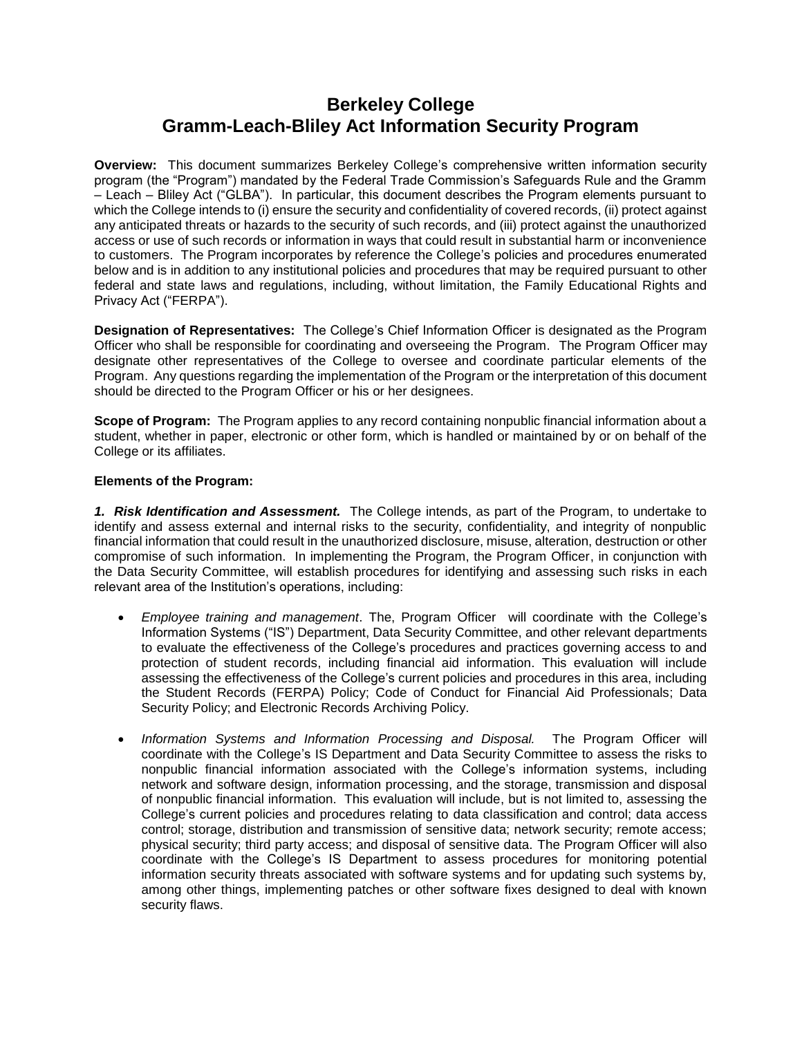# Berkeley College
# Gramm-Leach-Bliley Act Information Security Program

**Overview:** This document summarizes Berkeley College's comprehensive written information security program (the "Program") mandated by the Federal Trade Commission's Safeguards Rule and the Gramm – Leach – Bliley Act ("GLBA"). In particular, this document describes the Program elements pursuant to which the College intends to (i) ensure the security and confidentiality of covered records, (ii) protect against any anticipated threats or hazards to the security of such records, and (iii) protect against the unauthorized access or use of such records or information in ways that could result in substantial harm or inconvenience to customers. The Program incorporates by reference the College's policies and procedures enumerated below and is in addition to any institutional policies and procedures that may be required pursuant to other federal and state laws and regulations, including, without limitation, the Family Educational Rights and Privacy Act ("FERPA").

**Designation of Representatives:** The College's Chief Information Officer is designated as the Program Officer who shall be responsible for coordinating and overseeing the Program. The Program Officer may designate other representatives of the College to oversee and coordinate particular elements of the Program. Any questions regarding the implementation of the Program or the interpretation of this document should be directed to the Program Officer or his or her designees.

**Scope of Program:** The Program applies to any record containing nonpublic financial information about a student, whether in paper, electronic or other form, which is handled or maintained by or on behalf of the College or its affiliates.

**Elements of the Program:**

***1. Risk Identification and Assessment.*** The College intends, as part of the Program, to undertake to identify and assess external and internal risks to the security, confidentiality, and integrity of nonpublic financial information that could result in the unauthorized disclosure, misuse, alteration, destruction or other compromise of such information. In implementing the Program, the Program Officer, in conjunction with the Data Security Committee, will establish procedures for identifying and assessing such risks in each relevant area of the Institution's operations, including:

- *Employee training and management*. The, Program Officer will coordinate with the College's Information Systems ("IS") Department, Data Security Committee, and other relevant departments to evaluate the effectiveness of the College's procedures and practices governing access to and protection of student records, including financial aid information. This evaluation will include assessing the effectiveness of the College's current policies and procedures in this area, including the Student Records (FERPA) Policy; Code of Conduct for Financial Aid Professionals; Data Security Policy; and Electronic Records Archiving Policy.

- *Information Systems and Information Processing and Disposal.* The Program Officer will coordinate with the College's IS Department and Data Security Committee to assess the risks to nonpublic financial information associated with the College's information systems, including network and software design, information processing, and the storage, transmission and disposal of nonpublic financial information. This evaluation will include, but is not limited to, assessing the College's current policies and procedures relating to data classification and control; data access control; storage, distribution and transmission of sensitive data; network security; remote access; physical security; third party access; and disposal of sensitive data. The Program Officer will also coordinate with the College's IS Department to assess procedures for monitoring potential information security threats associated with software systems and for updating such systems by, among other things, implementing patches or other software fixes designed to deal with known security flaws.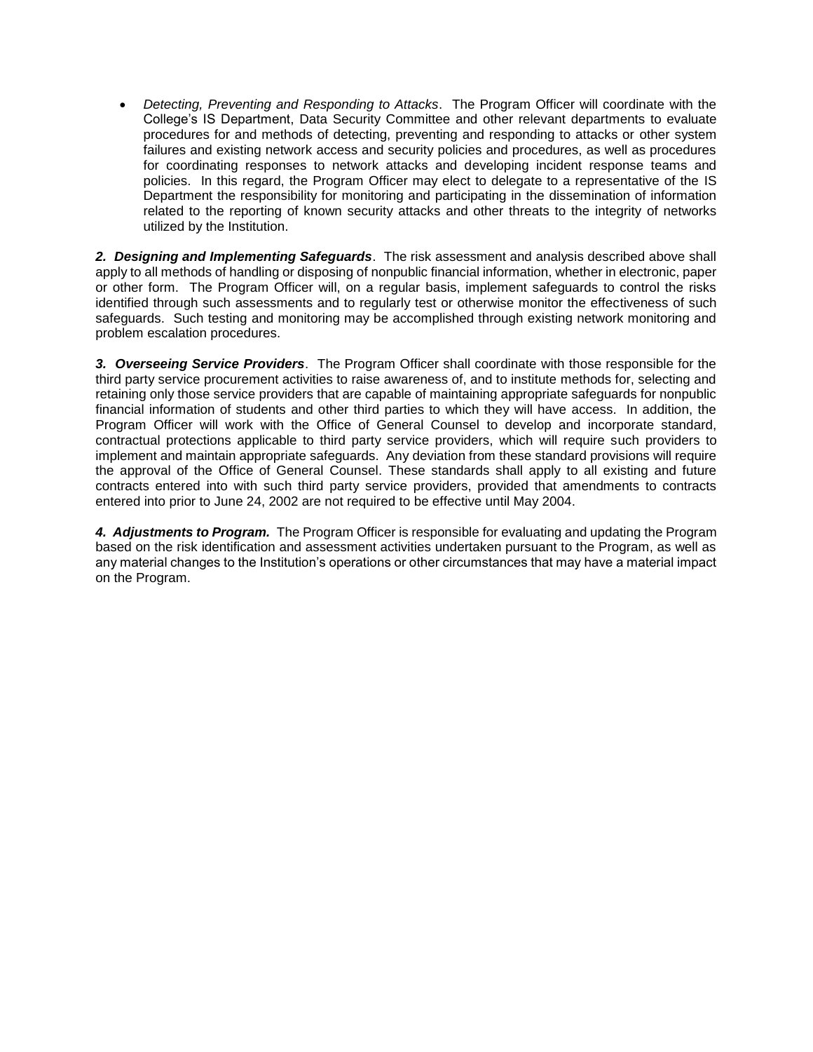- *Detecting, Preventing and Responding to Attacks*. The Program Officer will coordinate with the College's IS Department, Data Security Committee and other relevant departments to evaluate procedures for and methods of detecting, preventing and responding to attacks or other system failures and existing network access and security policies and procedures, as well as procedures for coordinating responses to network attacks and developing incident response teams and policies. In this regard, the Program Officer may elect to delegate to a representative of the IS Department the responsibility for monitoring and participating in the dissemination of information related to the reporting of known security attacks and other threats to the integrity of networks utilized by the Institution.

***2. Designing and Implementing Safeguards***. The risk assessment and analysis described above shall apply to all methods of handling or disposing of nonpublic financial information, whether in electronic, paper or other form. The Program Officer will, on a regular basis, implement safeguards to control the risks identified through such assessments and to regularly test or otherwise monitor the effectiveness of such safeguards. Such testing and monitoring may be accomplished through existing network monitoring and problem escalation procedures.

***3. Overseeing Service Providers***. The Program Officer shall coordinate with those responsible for the third party service procurement activities to raise awareness of, and to institute methods for, selecting and retaining only those service providers that are capable of maintaining appropriate safeguards for nonpublic financial information of students and other third parties to which they will have access. In addition, the Program Officer will work with the Office of General Counsel to develop and incorporate standard, contractual protections applicable to third party service providers, which will require such providers to implement and maintain appropriate safeguards. Any deviation from these standard provisions will require the approval of the Office of General Counsel. These standards shall apply to all existing and future contracts entered into with such third party service providers, provided that amendments to contracts entered into prior to June 24, 2002 are not required to be effective until May 2004.

***4. Adjustments to Program.*** The Program Officer is responsible for evaluating and updating the Program based on the risk identification and assessment activities undertaken pursuant to the Program, as well as any material changes to the Institution's operations or other circumstances that may have a material impact on the Program.